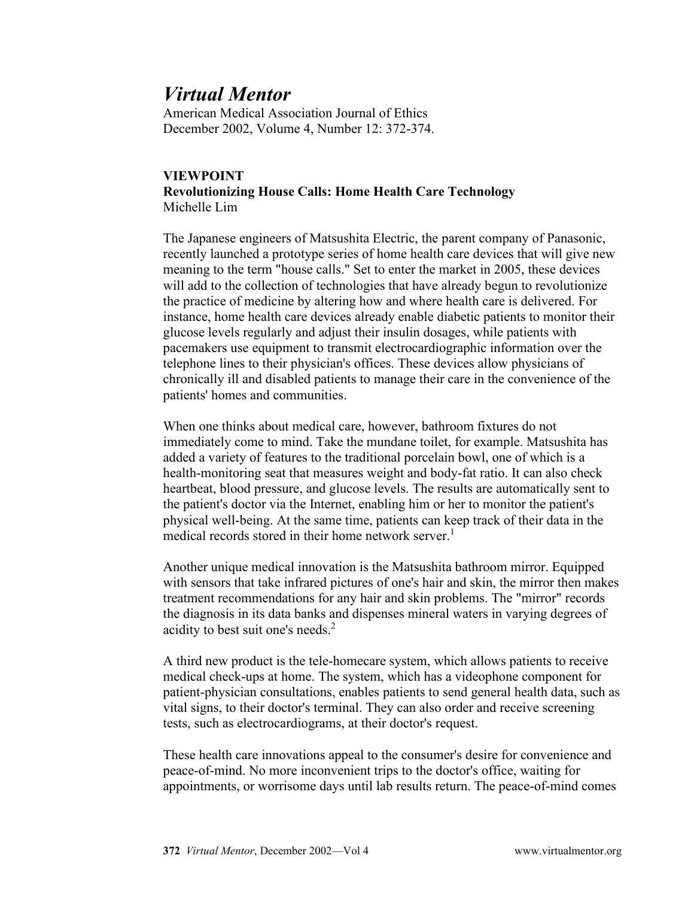# Virtual Mentor

American Medical Association Journal of Ethics
December 2002, Volume 4, Number 12: 372-374.

**VIEWPOINT**
**Revolutionizing House Calls: Home Health Care Technology**
Michelle Lim

The Japanese engineers of Matsushita Electric, the parent company of Panasonic, recently launched a prototype series of home health care devices that will give new meaning to the term "house calls." Set to enter the market in 2005, these devices will add to the collection of technologies that have already begun to revolutionize the practice of medicine by altering how and where health care is delivered. For instance, home health care devices already enable diabetic patients to monitor their glucose levels regularly and adjust their insulin dosages, while patients with pacemakers use equipment to transmit electrocardiographic information over the telephone lines to their physician's offices. These devices allow physicians of chronically ill and disabled patients to manage their care in the convenience of the patients' homes and communities.

When one thinks about medical care, however, bathroom fixtures do not immediately come to mind. Take the mundane toilet, for example. Matsushita has added a variety of features to the traditional porcelain bowl, one of which is a health-monitoring seat that measures weight and body-fat ratio. It can also check heartbeat, blood pressure, and glucose levels. The results are automatically sent to the patient's doctor via the Internet, enabling him or her to monitor the patient's physical well-being. At the same time, patients can keep track of their data in the medical records stored in their home network server.[1]

Another unique medical innovation is the Matsushita bathroom mirror. Equipped with sensors that take infrared pictures of one's hair and skin, the mirror then makes treatment recommendations for any hair and skin problems. The "mirror" records the diagnosis in its data banks and dispenses mineral waters in varying degrees of acidity to best suit one's needs.[2]

A third new product is the tele-homecare system, which allows patients to receive medical check-ups at home. The system, which has a videophone component for patient-physician consultations, enables patients to send general health data, such as vital signs, to their doctor's terminal. They can also order and receive screening tests, such as electrocardiograms, at their doctor's request.

These health care innovations appeal to the consumer's desire for convenience and peace-of-mind. No more inconvenient trips to the doctor's office, waiting for appointments, or worrisome days until lab results return. The peace-of-mind comes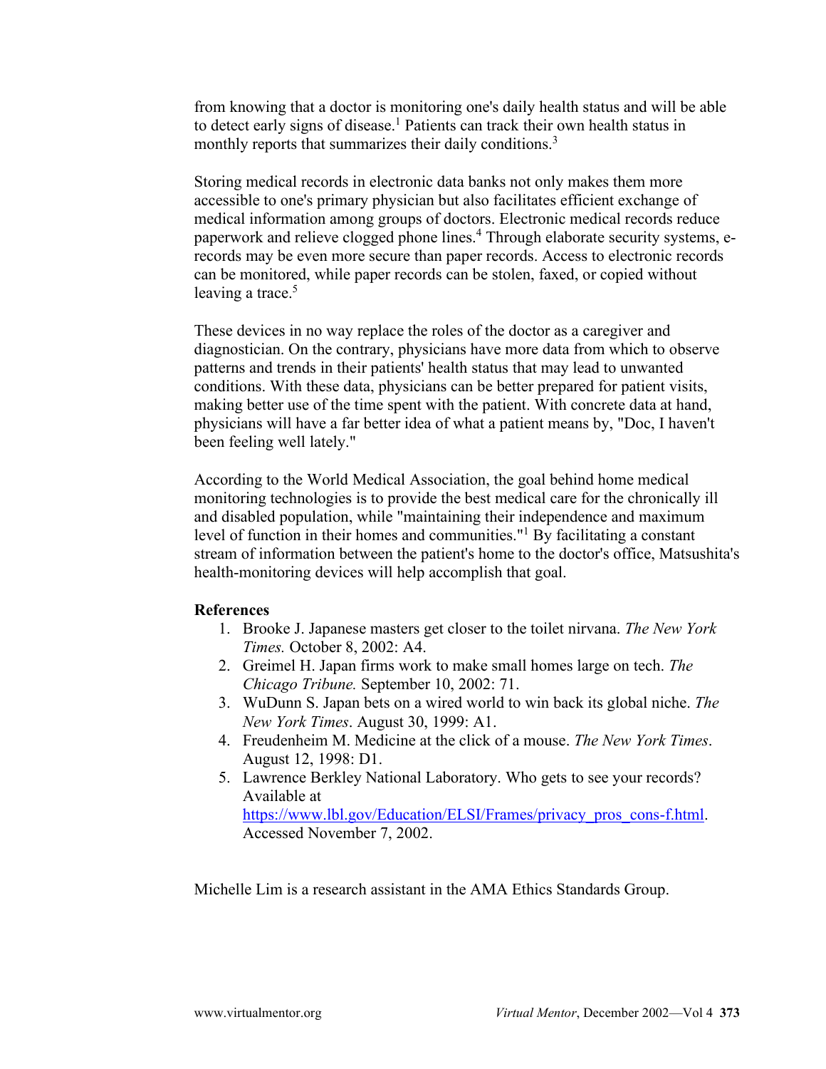from knowing that a doctor is monitoring one's daily health status and will be able to detect early signs of disease.[1] Patients can track their own health status in monthly reports that summarizes their daily conditions.[3]

Storing medical records in electronic data banks not only makes them more accessible to one's primary physician but also facilitates efficient exchange of medical information among groups of doctors. Electronic medical records reduce paperwork and relieve clogged phone lines.[4] Through elaborate security systems, e-records may be even more secure than paper records. Access to electronic records can be monitored, while paper records can be stolen, faxed, or copied without leaving a trace.[5]

These devices in no way replace the roles of the doctor as a caregiver and diagnostician. On the contrary, physicians have more data from which to observe patterns and trends in their patients' health status that may lead to unwanted conditions. With these data, physicians can be better prepared for patient visits, making better use of the time spent with the patient. With concrete data at hand, physicians will have a far better idea of what a patient means by, "Doc, I haven't been feeling well lately."

According to the World Medical Association, the goal behind home medical monitoring technologies is to provide the best medical care for the chronically ill and disabled population, while "maintaining their independence and maximum level of function in their homes and communities."[1] By facilitating a constant stream of information between the patient's home to the doctor's office, Matsushita's health-monitoring devices will help accomplish that goal.

**References**

1. Brooke J. Japanese masters get closer to the toilet nirvana. *The New York Times.* October 8, 2002: A4.
2. Greimel H. Japan firms work to make small homes large on tech. *The Chicago Tribune.* September 10, 2002: 71.
3. WuDunn S. Japan bets on a wired world to win back its global niche. *The New York Times*. August 30, 1999: A1.
4. Freudenheim M. Medicine at the click of a mouse. *The New York Times*. August 12, 1998: D1.
5. Lawrence Berkley National Laboratory. Who gets to see your records? Available at https://www.lbl.gov/Education/ELSI/Frames/privacy_pros_cons-f.html. Accessed November 7, 2002.

Michelle Lim is a research assistant in the AMA Ethics Standards Group.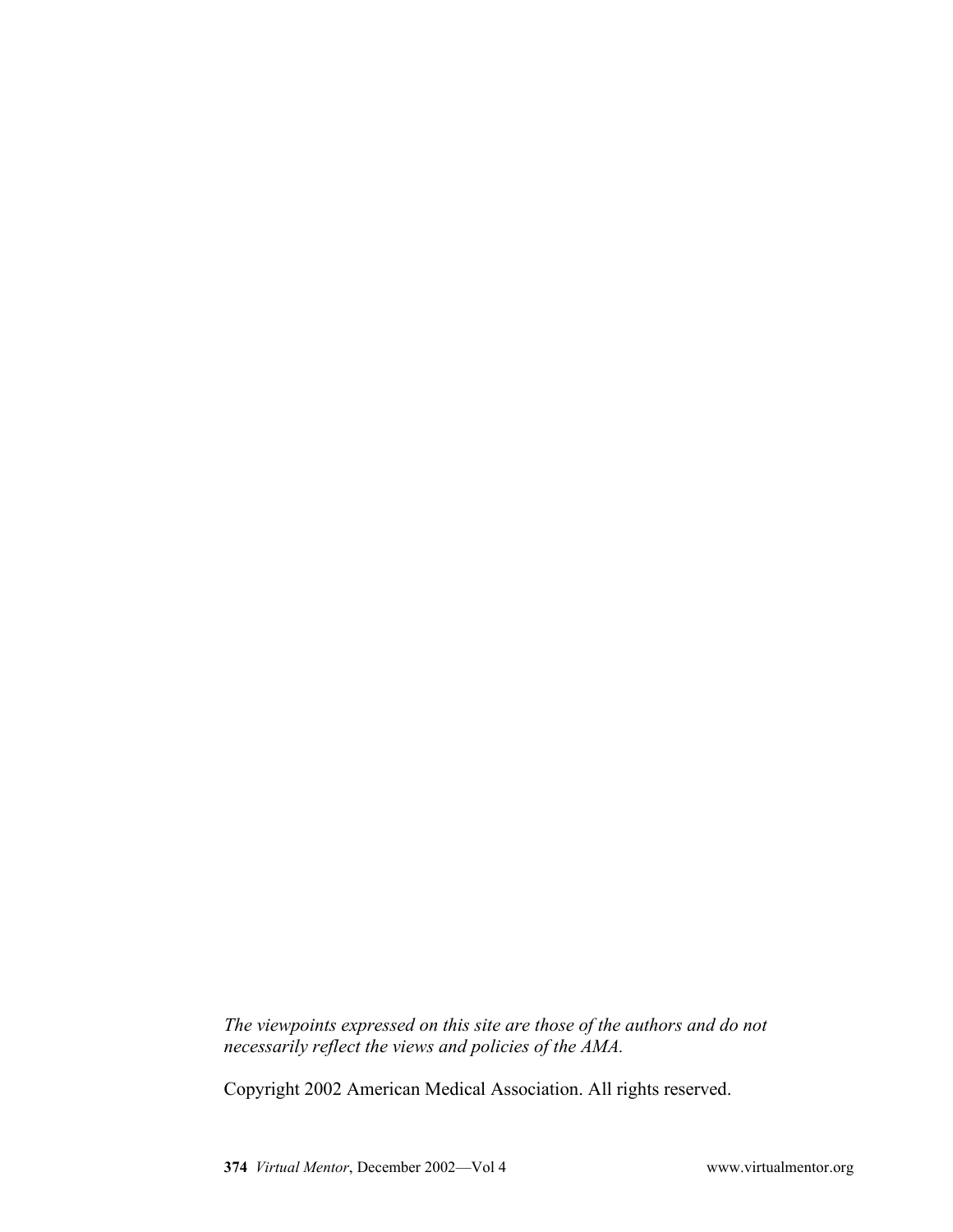*The viewpoints expressed on this site are those of the authors and do not necessarily reflect the views and policies of the AMA.*

Copyright 2002 American Medical Association. All rights reserved.